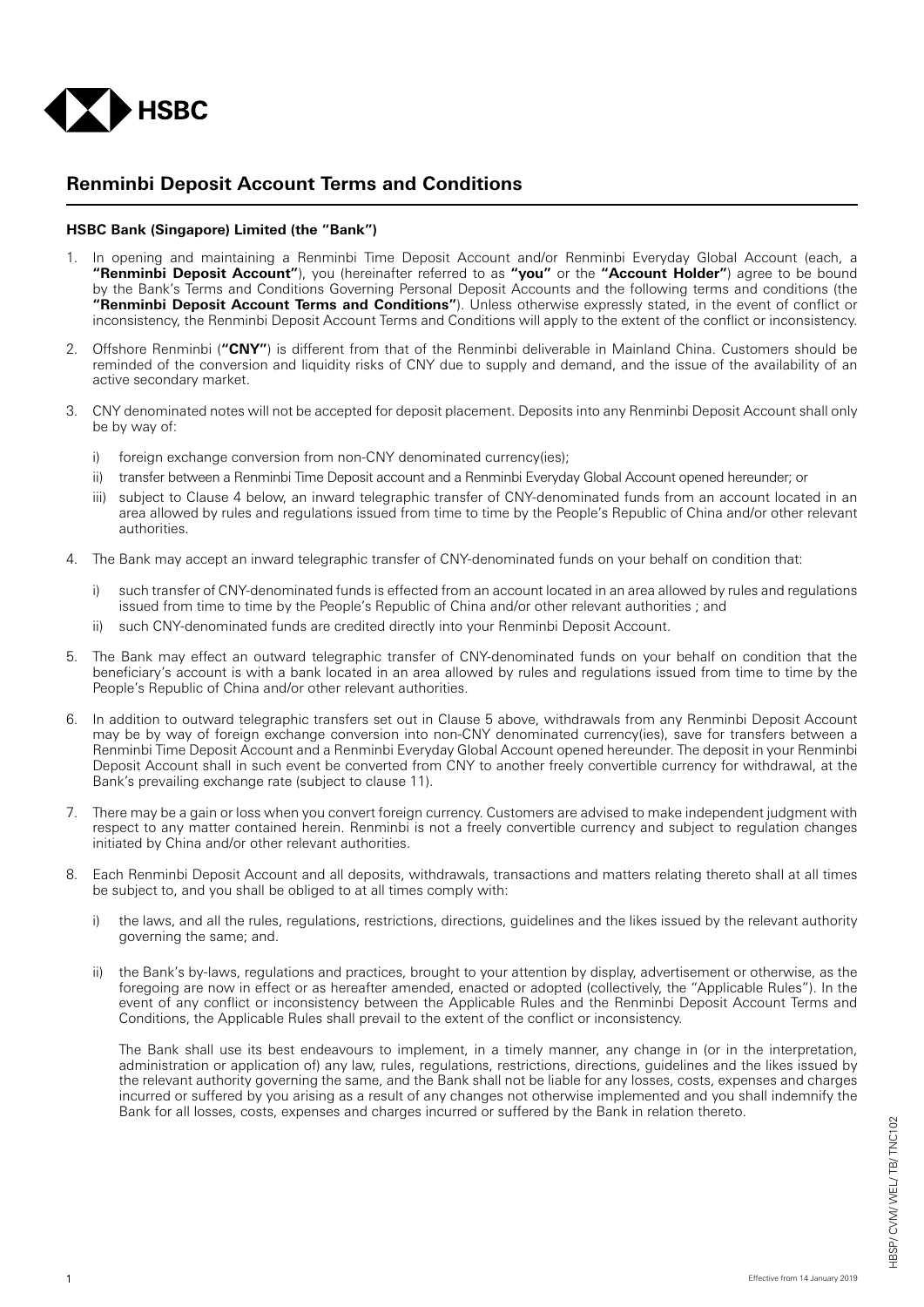# Renminbi Deposit Account Terms and Conditions

**HSBC Bank (Singapore) Limited (the "Bank")**

1. In opening and maintaining a Renminbi Time Deposit Account and/or Renminbi Everyday Global Account (each, a **"Renminbi Deposit Account"**), you (hereinafter referred to as **"you"** or the **"Account Holder"**) agree to be bound by the Bank's Terms and Conditions Governing Personal Deposit Accounts and the following terms and conditions (the **"Renminbi Deposit Account Terms and Conditions"**). Unless otherwise expressly stated, in the event of conflict or inconsistency, the Renminbi Deposit Account Terms and Conditions will apply to the extent of the conflict or inconsistency.

2. Offshore Renminbi (**"CNY"**) is different from that of the Renminbi deliverable in Mainland China. Customers should be reminded of the conversion and liquidity risks of CNY due to supply and demand, and the issue of the availability of an active secondary market.

3. CNY denominated notes will not be accepted for deposit placement. Deposits into any Renminbi Deposit Account shall only be by way of:

   i) foreign exchange conversion from non-CNY denominated currency(ies);

   ii) transfer between a Renminbi Time Deposit account and a Renminbi Everyday Global Account opened hereunder; or

   iii) subject to Clause 4 below, an inward telegraphic transfer of CNY-denominated funds from an account located in an area allowed by rules and regulations issued from time to time by the People's Republic of China and/or other relevant authorities.

4. The Bank may accept an inward telegraphic transfer of CNY-denominated funds on your behalf on condition that:

   i) such transfer of CNY-denominated funds is effected from an account located in an area allowed by rules and regulations issued from time to time by the People's Republic of China and/or other relevant authorities ; and

   ii) such CNY-denominated funds are credited directly into your Renminbi Deposit Account.

5. The Bank may effect an outward telegraphic transfer of CNY-denominated funds on your behalf on condition that the beneficiary's account is with a bank located in an area allowed by rules and regulations issued from time to time by the People's Republic of China and/or other relevant authorities.

6. In addition to outward telegraphic transfers set out in Clause 5 above, withdrawals from any Renminbi Deposit Account may be by way of foreign exchange conversion into non-CNY denominated currency(ies), save for transfers between a Renminbi Time Deposit Account and a Renminbi Everyday Global Account opened hereunder. The deposit in your Renminbi Deposit Account shall in such event be converted from CNY to another freely convertible currency for withdrawal, at the Bank's prevailing exchange rate (subject to clause 11).

7. There may be a gain or loss when you convert foreign currency. Customers are advised to make independent judgment with respect to any matter contained herein. Renminbi is not a freely convertible currency and subject to regulation changes initiated by China and/or other relevant authorities.

8. Each Renminbi Deposit Account and all deposits, withdrawals, transactions and matters relating thereto shall at all times be subject to, and you shall be obliged to at all times comply with:

   i) the laws, and all the rules, regulations, restrictions, directions, guidelines and the likes issued by the relevant authority governing the same; and.

   ii) the Bank's by-laws, regulations and practices, brought to your attention by display, advertisement or otherwise, as the foregoing are now in effect or as hereafter amended, enacted or adopted (collectively, the "Applicable Rules"). In the event of any conflict or inconsistency between the Applicable Rules and the Renminbi Deposit Account Terms and Conditions, the Applicable Rules shall prevail to the extent of the conflict or inconsistency.

   The Bank shall use its best endeavours to implement, in a timely manner, any change in (or in the interpretation, administration or application of) any law, rules, regulations, restrictions, directions, guidelines and the likes issued by the relevant authority governing the same, and the Bank shall not be liable for any losses, costs, expenses and charges incurred or suffered by you arising as a result of any changes not otherwise implemented and you shall indemnify the Bank for all losses, costs, expenses and charges incurred or suffered by the Bank in relation thereto.

Effective from 14 January 2019

HBSP/ CVM/ WEL/ TB/ TNC102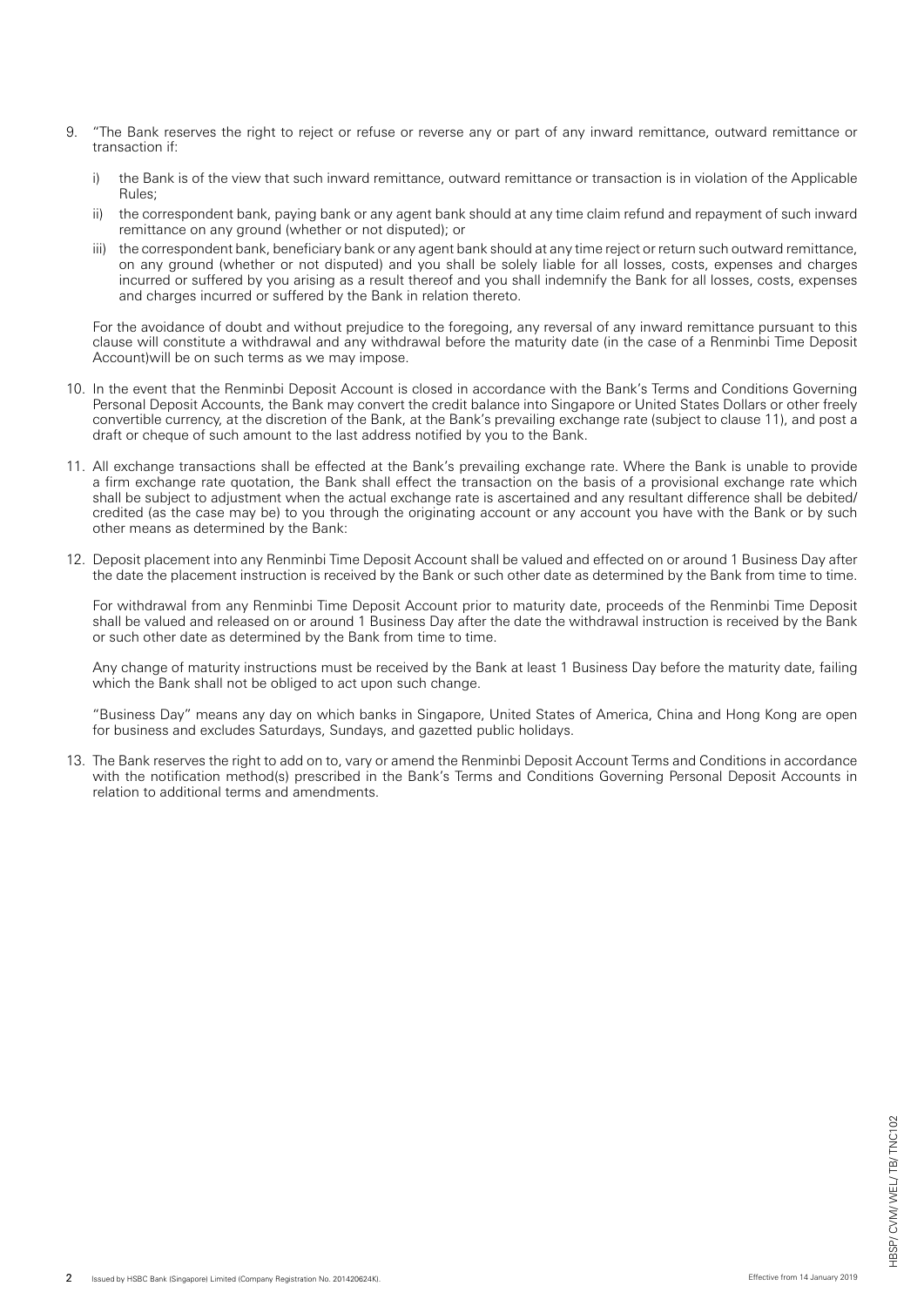9. "The Bank reserves the right to reject or refuse or reverse any or part of any inward remittance, outward remittance or transaction if:

   i) the Bank is of the view that such inward remittance, outward remittance or transaction is in violation of the Applicable Rules;

   ii) the correspondent bank, paying bank or any agent bank should at any time claim refund and repayment of such inward remittance on any ground (whether or not disputed); or

   iii) the correspondent bank, beneficiary bank or any agent bank should at any time reject or return such outward remittance, on any ground (whether or not disputed) and you shall be solely liable for all losses, costs, expenses and charges incurred or suffered by you arising as a result thereof and you shall indemnify the Bank for all losses, costs, expenses and charges incurred or suffered by the Bank in relation thereto.

   For the avoidance of doubt and without prejudice to the foregoing, any reversal of any inward remittance pursuant to this clause will constitute a withdrawal and any withdrawal before the maturity date (in the case of a Renminbi Time Deposit Account)will be on such terms as we may impose.

10. In the event that the Renminbi Deposit Account is closed in accordance with the Bank's Terms and Conditions Governing Personal Deposit Accounts, the Bank may convert the credit balance into Singapore or United States Dollars or other freely convertible currency, at the discretion of the Bank, at the Bank's prevailing exchange rate (subject to clause 11), and post a draft or cheque of such amount to the last address notified by you to the Bank.

11. All exchange transactions shall be effected at the Bank's prevailing exchange rate. Where the Bank is unable to provide a firm exchange rate quotation, the Bank shall effect the transaction on the basis of a provisional exchange rate which shall be subject to adjustment when the actual exchange rate is ascertained and any resultant difference shall be debited/ credited (as the case may be) to you through the originating account or any account you have with the Bank or by such other means as determined by the Bank:

12. Deposit placement into any Renminbi Time Deposit Account shall be valued and effected on or around 1 Business Day after the date the placement instruction is received by the Bank or such other date as determined by the Bank from time to time.

    For withdrawal from any Renminbi Time Deposit Account prior to maturity date, proceeds of the Renminbi Time Deposit shall be valued and released on or around 1 Business Day after the date the withdrawal instruction is received by the Bank or such other date as determined by the Bank from time to time.

    Any change of maturity instructions must be received by the Bank at least 1 Business Day before the maturity date, failing which the Bank shall not be obliged to act upon such change.

    "Business Day" means any day on which banks in Singapore, United States of America, China and Hong Kong are open for business and excludes Saturdays, Sundays, and gazetted public holidays.

13. The Bank reserves the right to add on to, vary or amend the Renminbi Deposit Account Terms and Conditions in accordance with the notification method(s) prescribed in the Bank's Terms and Conditions Governing Personal Deposit Accounts in relation to additional terms and amendments.

Issued by HSBC Bank (Singapore) Limited (Company Registration No. 201420624K).

Effective from 14 January 2019

HBSP/ CVM/ WEL/ TB/ TNC102